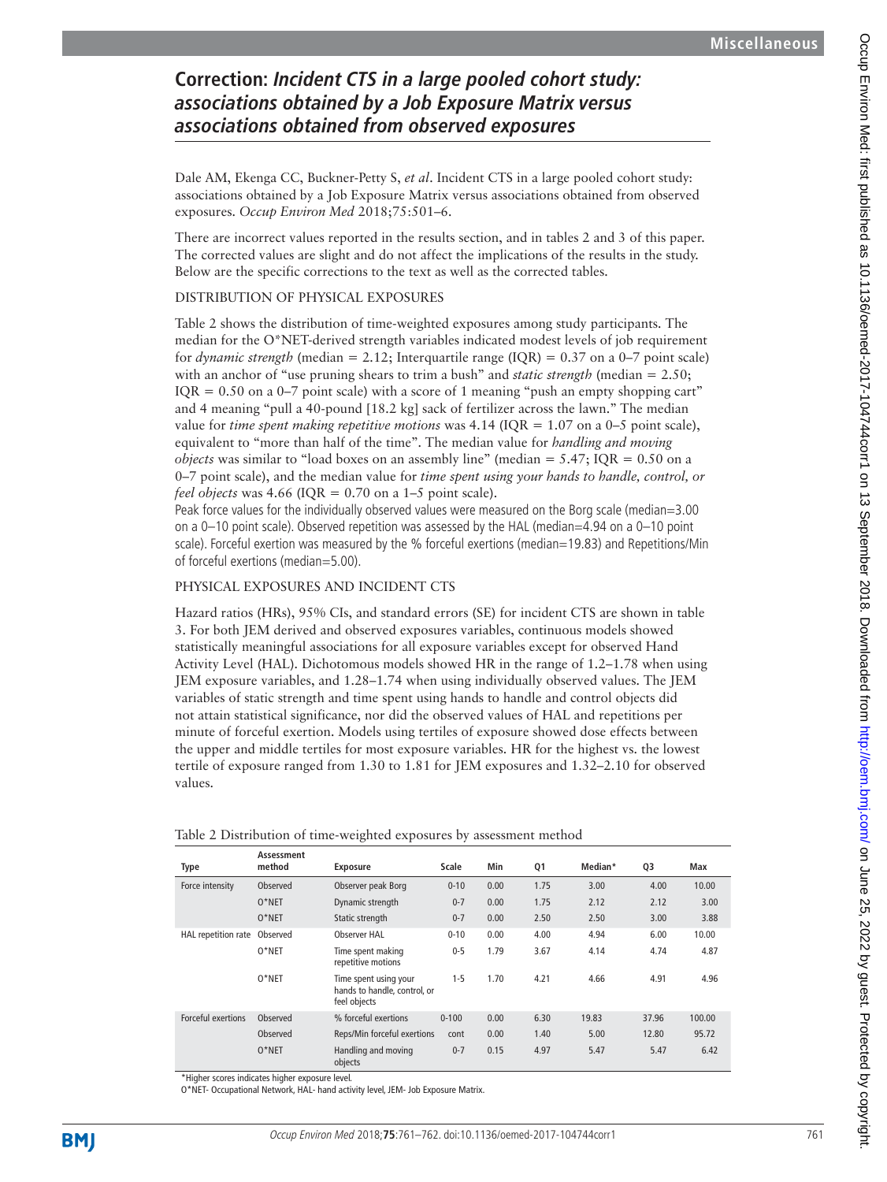# Correction: *Incident CTS in a large pooled cohort study: associations obtained by a Job Exposure Matrix versus associations obtained from observed exposures*

Dale AM, Ekenga CC, Buckner-Petty S, *et al*. Incident CTS in a large pooled cohort study: associations obtained by a Job Exposure Matrix versus associations obtained from observed exposures. *Occup Environ Med* 2018;75:501–6.

There are incorrect values reported in the results section, and in tables 2 and 3 of this paper. The corrected values are slight and do not affect the implications of the results in the study. Below are the specific corrections to the text as well as the corrected tables.

## DISTRIBUTION OF PHYSICAL EXPOSURES

Table 2 shows the distribution of time-weighted exposures among study participants. The median for the O*NET-derived strength variables indicated modest levels of job requirement for *dynamic strength* (median = 2.12; Interquartile range (IQR) = 0.37 on a 0–7 point scale) with an anchor of "use pruning shears to trim a bush" and *static strength* (median = 2.50; IQR = 0.50 on a 0–7 point scale) with a score of 1 meaning "push an empty shopping cart" and 4 meaning "pull a 40-pound [18.2 kg] sack of fertilizer across the lawn." The median value for *time spent making repetitive motions* was 4.14 (IQR = 1.07 on a 0–5 point scale), equivalent to "more than half of the time". The median value for *handling and moving objects* was similar to "load boxes on an assembly line" (median = 5.47; IQR = 0.50 on a 0–7 point scale), and the median value for *time spent using your hands to handle, control, or feel objects* was 4.66 (IQR = 0.70 on a 1–5 point scale).

Peak force values for the individually observed values were measured on the Borg scale (median=3.00 on a 0–10 point scale). Observed repetition was assessed by the HAL (median=4.94 on a 0–10 point scale). Forceful exertion was measured by the % forceful exertions (median=19.83) and Repetitions/Min of forceful exertions (median=5.00).

## PHYSICAL EXPOSURES AND INCIDENT CTS

Hazard ratios (HRs), 95% CIs, and standard errors (SE) for incident CTS are shown in table 3. For both JEM derived and observed exposures variables, continuous models showed statistically meaningful associations for all exposure variables except for observed Hand Activity Level (HAL). Dichotomous models showed HR in the range of 1.2–1.78 when using JEM exposure variables, and 1.28–1.74 when using individually observed values. The JEM variables of static strength and time spent using hands to handle and control objects did not attain statistical significance, nor did the observed values of HAL and repetitions per minute of forceful exertion. Models using tertiles of exposure showed dose effects between the upper and middle tertiles for most exposure variables. HR for the highest vs. the lowest tertile of exposure ranged from 1.30 to 1.81 for JEM exposures and 1.32–2.10 for observed values.

Table 2 Distribution of time-weighted exposures by assessment method

| Type | Assessment method | Exposure | Scale | Min | Q1 | Median* | Q3 | Max |
|---|---|---|---|---|---|---|---|---|
| Force intensity | Observed | Observer peak Borg | 0-10 | 0.00 | 1.75 | 3.00 | 4.00 | 10.00 |
| | O*NET | Dynamic strength | 0-7 | 0.00 | 1.75 | 2.12 | 2.12 | 3.00 |
| | O*NET | Static strength | 0-7 | 0.00 | 2.50 | 2.50 | 3.00 | 3.88 |
| HAL repetition rate | Observed | Observer HAL | 0-10 | 0.00 | 4.00 | 4.94 | 6.00 | 10.00 |
| | O*NET | Time spent making repetitive motions | 0-5 | 1.79 | 3.67 | 4.14 | 4.74 | 4.87 |
| | O*NET | Time spent using your hands to handle, control, or feel objects | 1-5 | 1.70 | 4.21 | 4.66 | 4.91 | 4.96 |
| Forceful exertions | Observed | % forceful exertions | 0-100 | 0.00 | 6.30 | 19.83 | 37.96 | 100.00 |
| | Observed | Reps/Min forceful exertions | cont | 0.00 | 1.40 | 5.00 | 12.80 | 95.72 |
| | O*NET | Handling and moving objects | 0-7 | 0.15 | 4.97 | 5.47 | 5.47 | 6.42 |

*Higher scores indicates higher exposure level.
O*NET- Occupational Network, HAL- hand activity level, JEM- Job Exposure Matrix.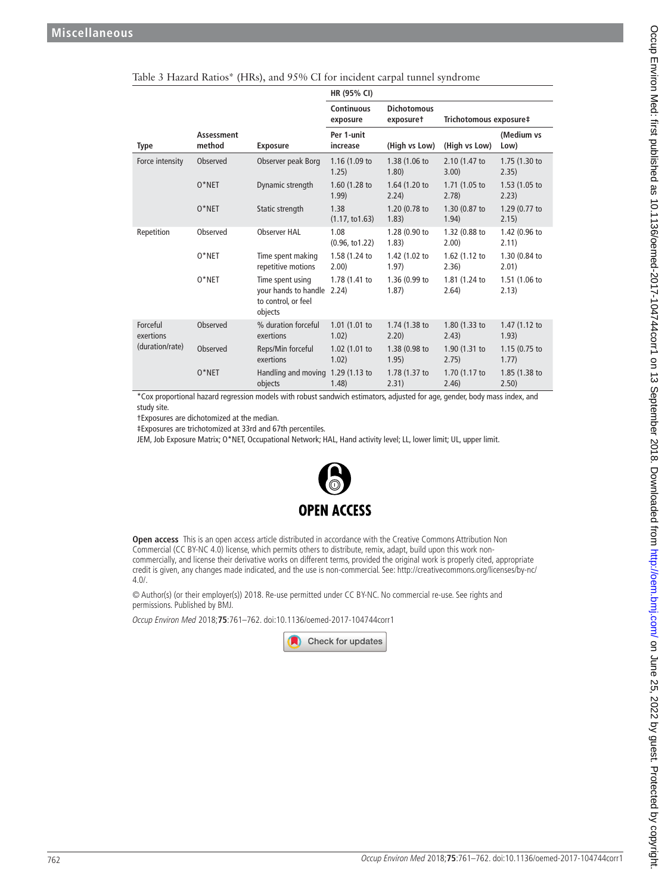Table 3 Hazard Ratios* (HRs), and 95% CI for incident carpal tunnel syndrome

| Type | Assessment method | Exposure | HR (95% CI) Continuous exposure Per 1-unit increase | Dichotomous exposure† (High vs Low) | Trichotomous exposure‡ (High vs Low) | (Medium vs Low) |
|---|---|---|---|---|---|---|
| Force intensity | Observed | Observer peak Borg | 1.16 (1.09 to 1.25) | 1.38 (1.06 to 1.80) | 2.10 (1.47 to 3.00) | 1.75 (1.30 to 2.35) |
| | O*NET | Dynamic strength | 1.60 (1.28 to 1.99) | 1.64 (1.20 to 2.24) | 1.71 (1.05 to 2.78) | 1.53 (1.05 to 2.23) |
| | O*NET | Static strength | 1.38 (1.17, to1.63) | 1.20 (0.78 to 1.83) | 1.30 (0.87 to 1.94) | 1.29 (0.77 to 2.15) |
| Repetition | Observed | Observer HAL | 1.08 (0.96, to1.22) | 1.28 (0.90 to 1.83) | 1.32 (0.88 to 2.00) | 1.42 (0.96 to 2.11) |
| | O*NET | Time spent making repetitive motions | 1.58 (1.24 to 2.00) | 1.42 (1.02 to 1.97) | 1.62 (1.12 to 2.36) | 1.30 (0.84 to 2.01) |
| | O*NET | Time spent using your hands to handle to control, or feel objects | 1.78 (1.41 to 2.24) | 1.36 (0.99 to 1.87) | 1.81 (1.24 to 2.64) | 1.51 (1.06 to 2.13) |
| Forceful exertions (duration/rate) | Observed | % duration forceful exertions | 1.01 (1.01 to 1.02) | 1.74 (1.38 to 2.20) | 1.80 (1.33 to 2.43) | 1.47 (1.12 to 1.93) |
| | Observed | Reps/Min forceful exertions | 1.02 (1.01 to 1.02) | 1.38 (0.98 to 1.95) | 1.90 (1.31 to 2.75) | 1.15 (0.75 to 1.77) |
| | O*NET | Handling and moving objects | 1.29 (1.13 to 1.48) | 1.78 (1.37 to 2.31) | 1.70 (1.17 to 2.46) | 1.85 (1.38 to 2.50) |

*Cox proportional hazard regression models with robust sandwich estimators, adjusted for age, gender, body mass index, and study site.

†Exposures are dichotomized at the median.

‡Exposures are trichotomized at 33rd and 67th percentiles.

JEM, Job Exposure Matrix; O*NET, Occupational Network; HAL, Hand activity level; LL, lower limit; UL, upper limit.

**OPEN ACCESS**

**Open access** This is an open access article distributed in accordance with the Creative Commons Attribution Non Commercial (CC BY-NC 4.0) license, which permits others to distribute, remix, adapt, build upon this work non-commercially, and license their derivative works on different terms, provided the original work is properly cited, appropriate credit is given, any changes made indicated, and the use is non-commercial. See: http://creativecommons.org/licenses/by-nc/4.0/.

© Author(s) (or their employer(s)) 2018. Re-use permitted under CC BY-NC. No commercial re-use. See rights and permissions. Published by BMJ.

*Occup Environ Med* 2018;**75**:761–762. doi:10.1136/oemed-2017-104744corr1